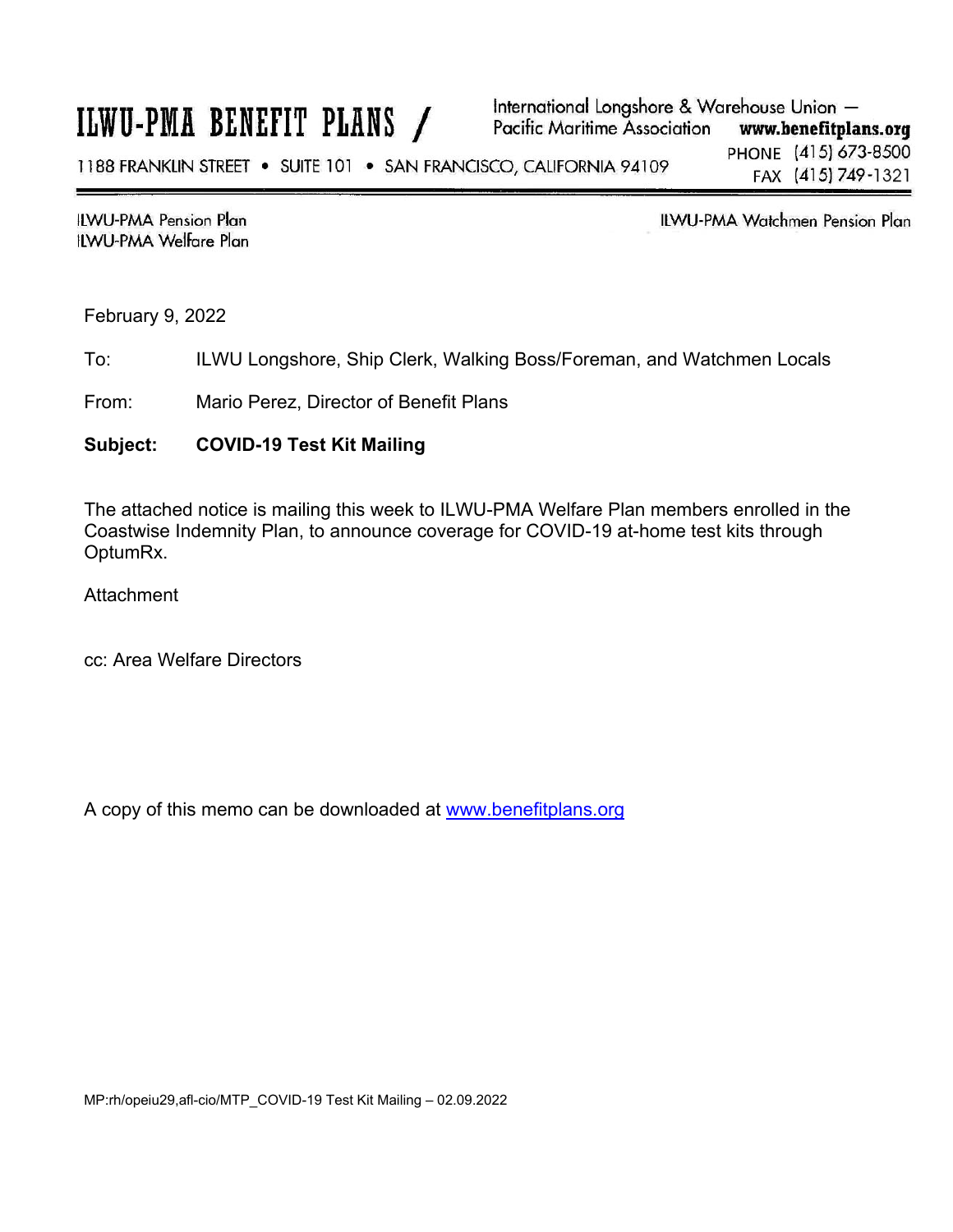# ILWU-PMA BENEFIT PLANS

International Longshore & Warehouse Union — Pacific Maritime Association

**www.benefitplans.org**

1188 FRANKLIN STREET • SUITE 101 • SAN FRANCISCO, CALIFORNIA 94109

PHONE (415) 673-8500
FAX (415) 749-1321

ILWU-PMA Pension Plan
ILWU-PMA Welfare Plan

ILWU-PMA Watchmen Pension Plan

February 9, 2022

To: ILWU Longshore, Ship Clerk, Walking Boss/Foreman, and Watchmen Locals

From: Mario Perez, Director of Benefit Plans

**Subject: COVID-19 Test Kit Mailing**

The attached notice is mailing this week to ILWU-PMA Welfare Plan members enrolled in the Coastwise Indemnity Plan, to announce coverage for COVID-19 at-home test kits through OptumRx.

Attachment

cc: Area Welfare Directors

A copy of this memo can be downloaded at [www.benefitplans.org](www.benefitplans.org)

MP:rh/opeiu29,afl-cio/MTP_COVID-19 Test Kit Mailing – 02.09.2022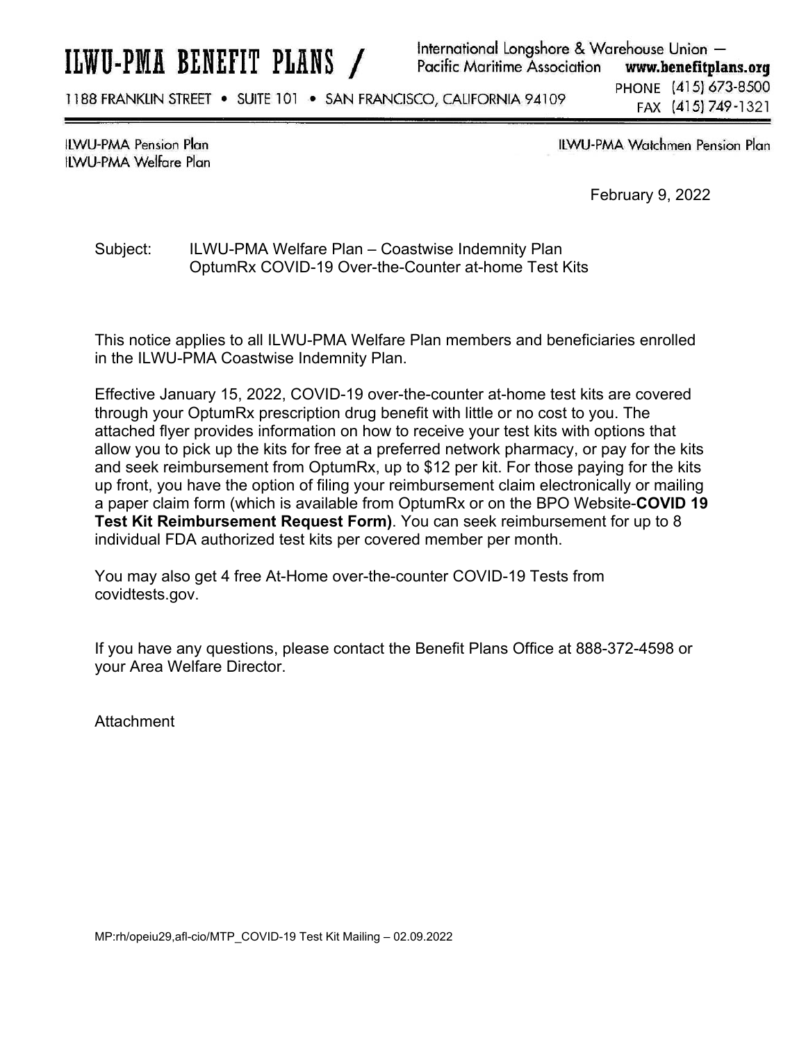# ILWU-PMA BENEFIT PLANS

International Longshore & Warehouse Union — Pacific Maritime Association **www.benefitplans.org**

1188 FRANKLIN STREET • SUITE 101 • SAN FRANCISCO, CALIFORNIA 94109

PHONE (415) 673-8500
FAX (415) 749-1321

ILWU-PMA Pension Plan
ILWU-PMA Welfare Plan

ILWU-PMA Watchmen Pension Plan

February 9, 2022

Subject: ILWU-PMA Welfare Plan – Coastwise Indemnity Plan
OptumRx COVID-19 Over-the-Counter at-home Test Kits

This notice applies to all ILWU-PMA Welfare Plan members and beneficiaries enrolled in the ILWU-PMA Coastwise Indemnity Plan.

Effective January 15, 2022, COVID-19 over-the-counter at-home test kits are covered through your OptumRx prescription drug benefit with little or no cost to you. The attached flyer provides information on how to receive your test kits with options that allow you to pick up the kits for free at a preferred network pharmacy, or pay for the kits and seek reimbursement from OptumRx, up to $12 per kit. For those paying for the kits up front, you have the option of filing your reimbursement claim electronically or mailing a paper claim form (which is available from OptumRx or on the BPO Website-**COVID 19 Test Kit Reimbursement Request Form)**. You can seek reimbursement for up to 8 individual FDA authorized test kits per covered member per month.

You may also get 4 free At-Home over-the-counter COVID-19 Tests from covidtests.gov.

If you have any questions, please contact the Benefit Plans Office at 888-372-4598 or your Area Welfare Director.

Attachment

MP:rh/opeiu29,afl-cio/MTP_COVID-19 Test Kit Mailing – 02.09.2022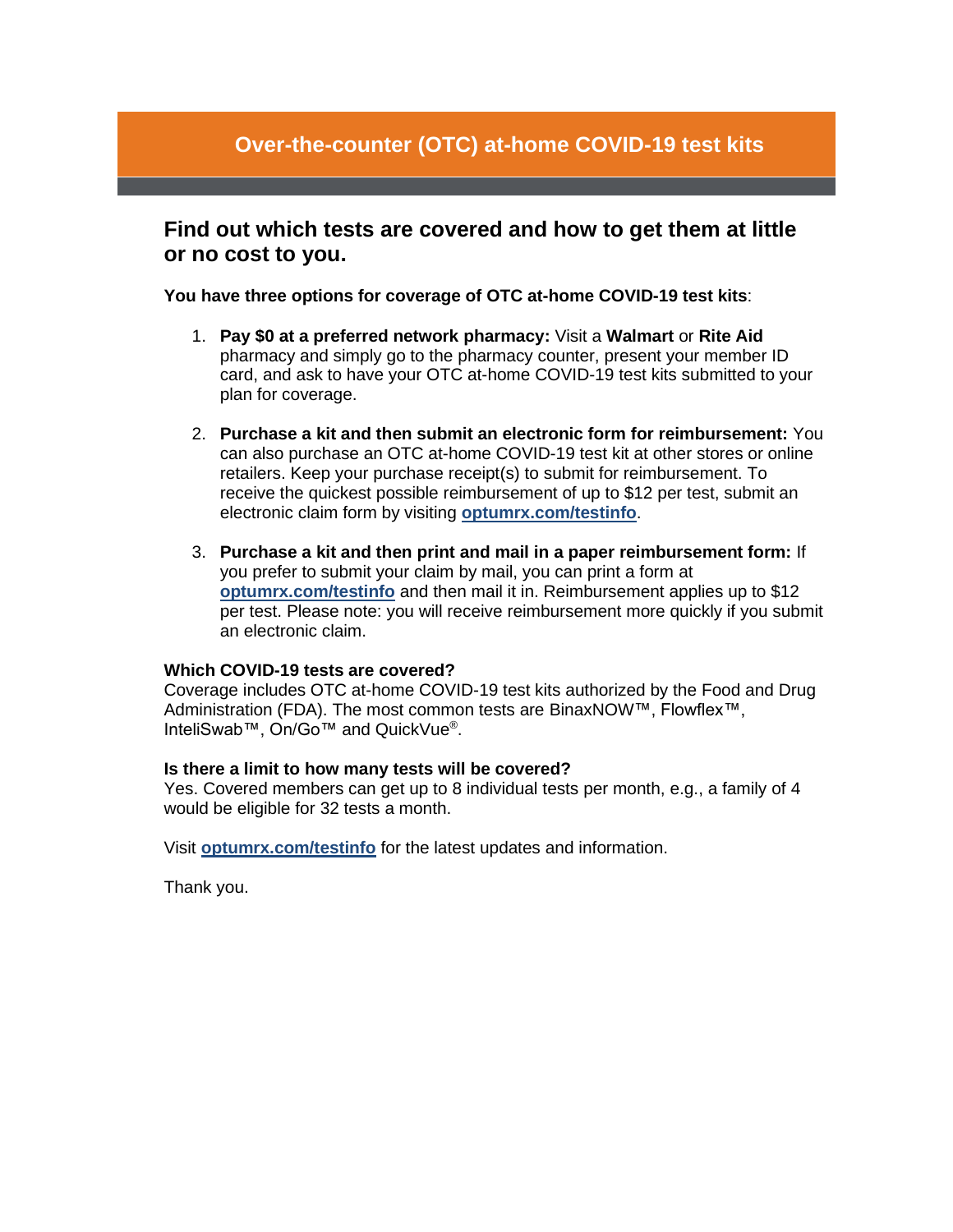# Over-the-counter (OTC) at-home COVID-19 test kits

## Find out which tests are covered and how to get them at little or no cost to you.

**You have three options for coverage of OTC at-home COVID-19 test kits**:

1. **Pay $0 at a preferred network pharmacy:** Visit a **Walmart** or **Rite Aid** pharmacy and simply go to the pharmacy counter, present your member ID card, and ask to have your OTC at-home COVID-19 test kits submitted to your plan for coverage.

2. **Purchase a kit and then submit an electronic form for reimbursement:** You can also purchase an OTC at-home COVID-19 test kit at other stores or online retailers. Keep your purchase receipt(s) to submit for reimbursement. To receive the quickest possible reimbursement of up to $12 per test, submit an electronic claim form by visiting **optumrx.com/testinfo**.

3. **Purchase a kit and then print and mail in a paper reimbursement form:** If you prefer to submit your claim by mail, you can print a form at **optumrx.com/testinfo** and then mail it in. Reimbursement applies up to $12 per test. Please note: you will receive reimbursement more quickly if you submit an electronic claim.

**Which COVID-19 tests are covered?**
Coverage includes OTC at-home COVID-19 test kits authorized by the Food and Drug Administration (FDA). The most common tests are BinaxNOW™, Flowflex™, InteliSwab™, On/Go™ and QuickVue®.

**Is there a limit to how many tests will be covered?**
Yes. Covered members can get up to 8 individual tests per month, e.g., a family of 4 would be eligible for 32 tests a month.

Visit **optumrx.com/testinfo** for the latest updates and information.

Thank you.